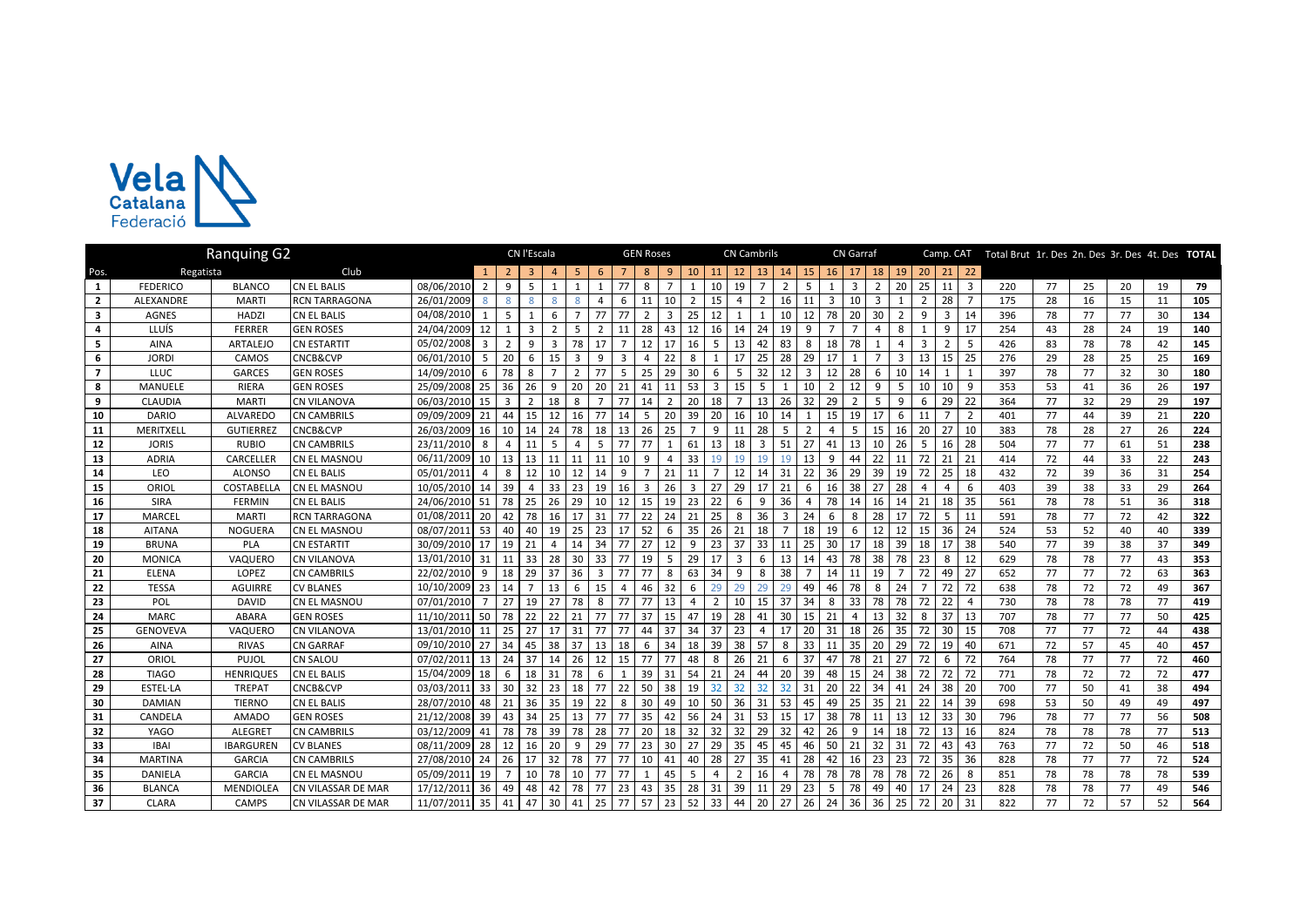| Ranquing G2 | | | | | CN l'Escala | | | | | | GEN Roses | | | | CN Cambrils | | | | | CN Garraf | | | | Camp. CAT | | | Total Brut | 1r. Des | 2n. Des | 3r. Des | 4t. Des | TOTAL |
|---|---|---|---|---|---|---|---|---|---|---|---|---|---|---|---|---|---|---|---|---|---|---|---|---|---|---|---|---|---|---|---|---|
| Pos. | Regatista | | Club | | 1 | 2 | 3 | 4 | 5 | 6 | 7 | 8 | 9 | 10 | 11 | 12 | 13 | 14 | 15 | 16 | 17 | 18 | 19 | 20 | 21 | 22 | | | | | | |
| 1 | FEDERICO | BLANCO | CN EL BALIS | 08/06/2010 | 2 | 9 | 5 | 1 | 1 | 1 | 77 | 8 | 7 | 1 | 10 | 19 | 7 | 2 | 5 | 1 | 3 | 2 | 20 | 25 | 11 | 3 | 220 | 77 | 25 | 20 | 19 | 79 |
| 2 | ALEXANDRE | MARTI | RCN TARRAGONA | 26/01/2009 | 8 | 8 | 8 | 8 | 8 | 4 | 6 | 11 | 10 | 2 | 15 | 4 | 2 | 16 | 11 | 3 | 10 | 3 | 1 | 2 | 28 | 7 | 175 | 28 | 16 | 15 | 11 | 105 |
| 3 | AGNES | HADZI | CN EL BALIS | 04/08/2010 | 1 | 5 | 1 | 6 | 7 | 77 | 77 | 2 | 3 | 25 | 12 | 1 | 1 | 10 | 12 | 78 | 20 | 30 | 2 | 9 | 3 | 14 | 396 | 78 | 77 | 77 | 30 | 134 |
| 4 | LLUÍS | FERRER | GEN ROSES | 24/04/2009 | 12 | 1 | 3 | 2 | 5 | 2 | 11 | 28 | 43 | 12 | 16 | 14 | 24 | 19 | 9 | 7 | 7 | 4 | 8 | 1 | 9 | 17 | 254 | 43 | 28 | 24 | 19 | 140 |
| 5 | AINA | ARTALEJO | CN ESTARTIT | 05/02/2008 | 3 | 2 | 9 | 3 | 78 | 17 | 7 | 12 | 17 | 16 | 5 | 13 | 42 | 83 | 8 | 18 | 78 | 1 | 4 | 3 | 2 | 5 | 426 | 83 | 78 | 78 | 42 | 145 |
| 6 | JORDI | CAMOS | CNCB&CVP | 06/01/2010 | 5 | 20 | 6 | 15 | 3 | 9 | 3 | 4 | 22 | 8 | 1 | 17 | 25 | 28 | 29 | 17 | 1 | 7 | 3 | 13 | 15 | 25 | 276 | 29 | 28 | 25 | 25 | 169 |
| 7 | LLUC | GARCES | GEN ROSES | 14/09/2010 | 6 | 78 | 8 | 7 | 2 | 77 | 5 | 25 | 29 | 30 | 6 | 5 | 32 | 12 | 3 | 12 | 28 | 6 | 10 | 14 | 1 | 1 | 397 | 78 | 77 | 32 | 30 | 180 |
| 8 | MANUELE | RIERA | GEN ROSES | 25/09/2008 | 25 | 36 | 26 | 9 | 20 | 20 | 21 | 41 | 11 | 53 | 3 | 15 | 5 | 1 | 10 | 2 | 12 | 9 | 5 | 10 | 10 | 9 | 353 | 53 | 41 | 36 | 26 | 197 |
| 9 | CLAUDIA | MARTI | CN VILANOVA | 06/03/2010 | 15 | 3 | 2 | 18 | 8 | 7 | 77 | 14 | 2 | 20 | 18 | 7 | 13 | 26 | 32 | 29 | 2 | 5 | 9 | 6 | 29 | 22 | 364 | 77 | 32 | 29 | 29 | 197 |
| 10 | DARIO | ALVAREDO | CN CAMBRILS | 09/09/2009 | 21 | 44 | 15 | 12 | 16 | 77 | 14 | 5 | 20 | 39 | 20 | 16 | 10 | 14 | 1 | 15 | 19 | 17 | 6 | 11 | 7 | 2 | 401 | 77 | 44 | 39 | 21 | 220 |
| 11 | MERITXELL | GUTIERREZ | CNCB&CVP | 26/03/2009 | 16 | 10 | 14 | 24 | 78 | 18 | 13 | 26 | 25 | 7 | 9 | 11 | 28 | 5 | 2 | 4 | 5 | 15 | 16 | 20 | 27 | 10 | 383 | 78 | 28 | 27 | 26 | 224 |
| 12 | JORIS | RUBIO | CN CAMBRILS | 23/11/2010 | 8 | 4 | 11 | 5 | 4 | 5 | 77 | 77 | 1 | 61 | 13 | 18 | 3 | 51 | 27 | 41 | 13 | 10 | 26 | 5 | 16 | 28 | 504 | 77 | 77 | 61 | 51 | 238 |
| 13 | ADRIA | CARCELLER | CN EL MASNOU | 06/11/2009 | 10 | 13 | 13 | 11 | 11 | 11 | 10 | 9 | 4 | 33 | 19 | 19 | 19 | 19 | 13 | 9 | 44 | 22 | 11 | 72 | 21 | 21 | 414 | 72 | 44 | 33 | 22 | 243 |
| 14 | LEO | ALONSO | CN EL BALIS | 05/01/2011 | 4 | 8 | 12 | 10 | 12 | 14 | 9 | 7 | 21 | 11 | 7 | 12 | 14 | 31 | 22 | 36 | 29 | 39 | 19 | 72 | 25 | 18 | 432 | 72 | 39 | 36 | 31 | 254 |
| 15 | ORIOL | COSTABELLA | CN EL MASNOU | 10/05/2010 | 14 | 39 | 4 | 33 | 23 | 19 | 16 | 3 | 26 | 3 | 27 | 29 | 17 | 21 | 6 | 16 | 38 | 27 | 28 | 4 | 4 | 6 | 403 | 39 | 38 | 33 | 29 | 264 |
| 16 | SIRA | FERMIN | CN EL BALIS | 24/06/2010 | 51 | 78 | 25 | 26 | 29 | 10 | 12 | 15 | 19 | 23 | 22 | 6 | 9 | 36 | 4 | 78 | 14 | 16 | 14 | 21 | 18 | 35 | 561 | 78 | 78 | 51 | 36 | 318 |
| 17 | MARCEL | MARTI | RCN TARRAGONA | 01/08/2011 | 20 | 42 | 78 | 16 | 17 | 31 | 77 | 22 | 24 | 21 | 25 | 8 | 36 | 3 | 24 | 6 | 8 | 28 | 17 | 72 | 5 | 11 | 591 | 78 | 77 | 72 | 42 | 322 |
| 18 | AITANA | NOGUERA | CN EL MASNOU | 08/07/2011 | 53 | 40 | 40 | 19 | 25 | 23 | 17 | 52 | 6 | 35 | 26 | 21 | 18 | 7 | 18 | 19 | 6 | 12 | 12 | 15 | 36 | 24 | 524 | 53 | 52 | 40 | 40 | 339 |
| 19 | BRUNA | PLA | CN ESTARTIT | 30/09/2010 | 17 | 19 | 21 | 4 | 14 | 34 | 77 | 27 | 12 | 9 | 23 | 37 | 33 | 11 | 25 | 30 | 17 | 18 | 39 | 18 | 17 | 38 | 540 | 77 | 39 | 38 | 37 | 349 |
| 20 | MONICA | VAQUERO | CN VILANOVA | 13/01/2010 | 31 | 11 | 33 | 28 | 30 | 33 | 77 | 19 | 5 | 29 | 17 | 3 | 6 | 13 | 14 | 43 | 78 | 38 | 78 | 23 | 8 | 12 | 629 | 78 | 78 | 77 | 43 | 353 |
| 21 | ELENA | LOPEZ | CN CAMBRILS | 22/02/2010 | 9 | 18 | 29 | 37 | 36 | 3 | 77 | 77 | 8 | 63 | 34 | 9 | 8 | 38 | 7 | 14 | 11 | 19 | 7 | 72 | 49 | 27 | 652 | 77 | 77 | 72 | 63 | 363 |
| 22 | TESSA | AGUIRRE | CV BLANES | 10/10/2009 | 23 | 14 | 7 | 13 | 6 | 15 | 4 | 46 | 32 | 6 | 29 | 29 | 29 | 29 | 49 | 46 | 78 | 8 | 24 | 7 | 72 | 72 | 638 | 78 | 72 | 72 | 49 | 367 |
| 23 | POL | DAVID | CN EL MASNOU | 07/01/2010 | 7 | 27 | 19 | 27 | 78 | 8 | 77 | 77 | 13 | 4 | 2 | 10 | 15 | 37 | 34 | 8 | 33 | 78 | 78 | 72 | 22 | 4 | 730 | 78 | 78 | 78 | 77 | 419 |
| 24 | MARC | ABARA | GEN ROSES | 11/10/2011 | 50 | 78 | 22 | 22 | 21 | 77 | 77 | 37 | 15 | 47 | 19 | 28 | 41 | 30 | 15 | 21 | 4 | 13 | 32 | 8 | 37 | 13 | 707 | 78 | 77 | 77 | 50 | 425 |
| 25 | GENOVEVA | VAQUERO | CN VILANOVA | 13/01/2010 | 11 | 25 | 27 | 17 | 31 | 77 | 77 | 44 | 37 | 34 | 37 | 23 | 4 | 17 | 20 | 31 | 18 | 26 | 35 | 72 | 30 | 15 | 708 | 77 | 77 | 72 | 44 | 438 |
| 26 | AINA | RIVAS | CN GARRAF | 09/10/2010 | 27 | 34 | 45 | 38 | 37 | 13 | 18 | 6 | 34 | 18 | 39 | 38 | 57 | 8 | 33 | 11 | 35 | 20 | 29 | 72 | 19 | 40 | 671 | 72 | 57 | 45 | 40 | 457 |
| 27 | ORIOL | PUJOL | CN SALOU | 07/02/2011 | 13 | 24 | 37 | 14 | 26 | 12 | 15 | 77 | 77 | 48 | 8 | 26 | 21 | 6 | 37 | 47 | 78 | 21 | 27 | 72 | 6 | 72 | 764 | 78 | 77 | 77 | 72 | 460 |
| 28 | TIAGO | HENRIQUES | CN EL BALIS | 15/04/2009 | 18 | 6 | 18 | 31 | 78 | 6 | 1 | 39 | 31 | 54 | 21 | 24 | 44 | 20 | 39 | 48 | 15 | 24 | 38 | 72 | 72 | 72 | 771 | 78 | 72 | 72 | 72 | 477 |
| 29 | ESTEL·LA | TREPAT | CNCB&CVP | 03/03/2011 | 33 | 30 | 32 | 23 | 18 | 77 | 22 | 50 | 38 | 19 | 32 | 32 | 32 | 32 | 31 | 20 | 22 | 34 | 41 | 24 | 38 | 20 | 700 | 77 | 50 | 41 | 38 | 494 |
| 30 | DAMIAN | TIERNO | CN EL BALIS | 28/07/2010 | 48 | 21 | 36 | 35 | 19 | 22 | 8 | 30 | 49 | 10 | 50 | 36 | 31 | 53 | 45 | 49 | 25 | 35 | 21 | 22 | 14 | 39 | 698 | 53 | 50 | 49 | 49 | 497 |
| 31 | CANDELA | AMADO | GEN ROSES | 21/12/2008 | 39 | 43 | 34 | 25 | 13 | 77 | 77 | 35 | 42 | 56 | 24 | 31 | 53 | 15 | 17 | 38 | 78 | 11 | 13 | 12 | 33 | 30 | 796 | 78 | 77 | 77 | 56 | 508 |
| 32 | YAGO | ALEGRET | CN CAMBRILS | 03/12/2009 | 41 | 78 | 78 | 39 | 78 | 28 | 77 | 20 | 18 | 32 | 32 | 32 | 29 | 32 | 42 | 26 | 9 | 14 | 18 | 72 | 13 | 16 | 824 | 78 | 78 | 78 | 77 | 513 |
| 33 | IBAI | IBARGUREN | CV BLANES | 08/11/2009 | 28 | 12 | 16 | 20 | 9 | 29 | 77 | 23 | 30 | 27 | 29 | 35 | 45 | 45 | 46 | 50 | 21 | 32 | 31 | 72 | 43 | 43 | 763 | 77 | 72 | 50 | 46 | 518 |
| 34 | MARTINA | GARCIA | CN CAMBRILS | 27/08/2010 | 24 | 26 | 17 | 32 | 78 | 77 | 77 | 10 | 41 | 40 | 28 | 27 | 35 | 41 | 28 | 42 | 16 | 23 | 23 | 72 | 35 | 36 | 828 | 78 | 77 | 77 | 72 | 524 |
| 35 | DANIELA | GARCIA | CN EL MASNOU | 05/09/2011 | 19 | 7 | 10 | 78 | 10 | 77 | 77 | 1 | 45 | 5 | 4 | 2 | 16 | 4 | 78 | 78 | 78 | 78 | 78 | 72 | 26 | 8 | 851 | 78 | 78 | 78 | 78 | 539 |
| 36 | BLANCA | MENDIOLEA | CN VILASSAR DE MAR | 17/12/2011 | 36 | 49 | 48 | 42 | 78 | 77 | 23 | 43 | 35 | 28 | 31 | 39 | 11 | 29 | 23 | 5 | 78 | 49 | 40 | 17 | 24 | 23 | 828 | 78 | 78 | 77 | 49 | 546 |
| 37 | CLARA | CAMPS | CN VILASSAR DE MAR | 11/07/2011 | 35 | 41 | 47 | 30 | 41 | 25 | 77 | 57 | 23 | 52 | 33 | 44 | 20 | 27 | 26 | 24 | 36 | 36 | 25 | 72 | 20 | 31 | 822 | 77 | 72 | 57 | 52 | 564 |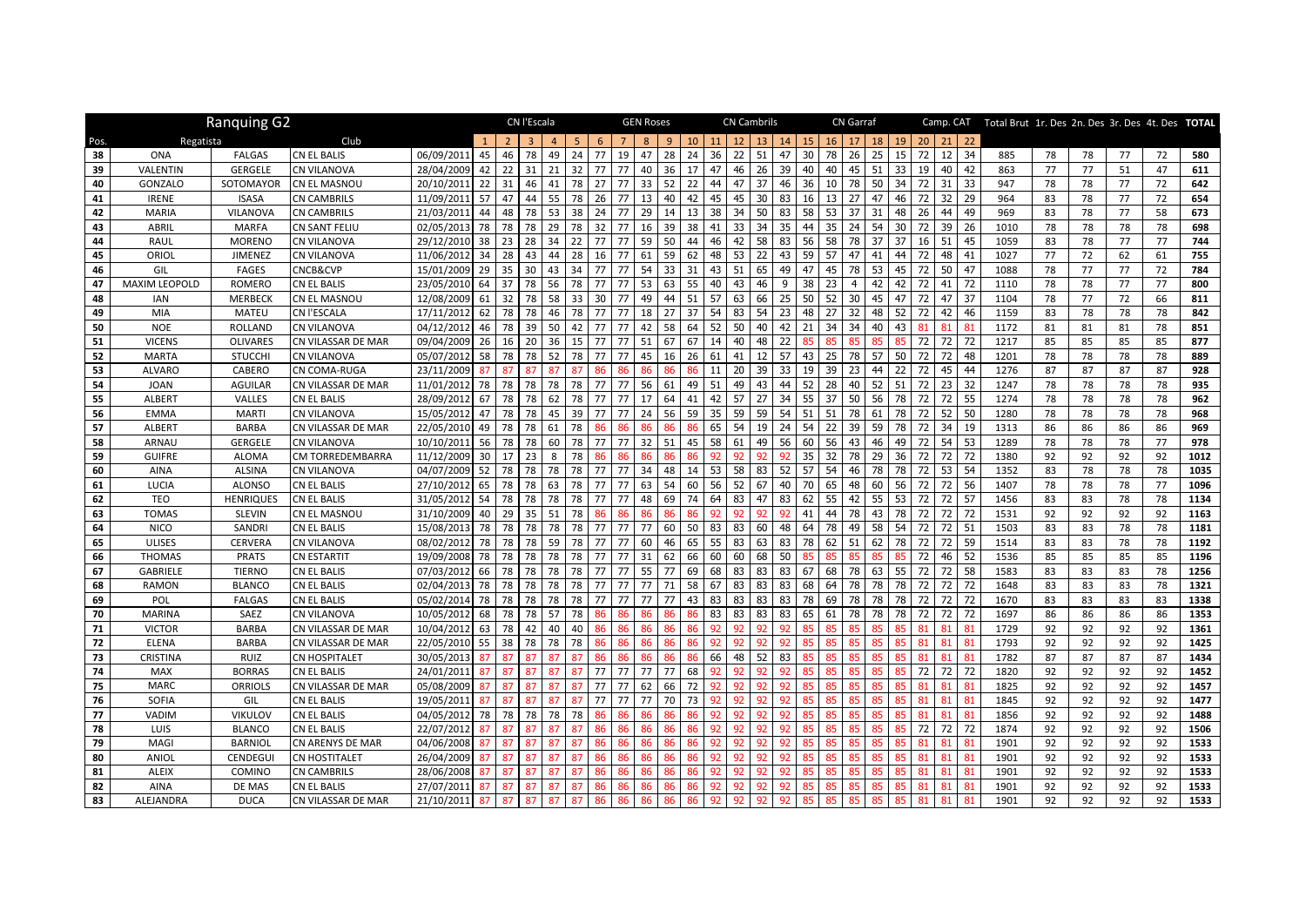| Ranquing G2 | | | | CN l'Escala | | | | | | GEN Roses | | | | CN Cambrils | | | | | CN Garraf | | | | Camp. CAT | | | Total Brut | 1r. Des | 2n. Des | 3r. Des | 4t. Des | TOTAL |
|---|---|---|---|---|---|---|---|---|---|---|---|---|---|---|---|---|---|---|---|---|---|---|---|---|---|---|---|---|---|---|---|---|
| Pos. | Regatista | | Club | | 1 | 2 | 3 | 4 | 5 | 6 | 7 | 8 | 9 | 10 | 11 | 12 | 13 | 14 | 15 | 16 | 17 | 18 | 19 | 20 | 21 | 22 | | | | | | |
| 38 | ONA | FALGAS | CN EL BALIS | 06/09/2011 | 45 | 46 | 78 | 49 | 24 | 77 | 19 | 47 | 28 | 24 | 36 | 22 | 51 | 47 | 30 | 78 | 26 | 25 | 15 | 72 | 12 | 34 | 885 | 78 | 78 | 77 | 72 | 580 |
| 39 | VALENTIN | GERGELE | CN VILANOVA | 28/04/2009 | 42 | 22 | 31 | 21 | 32 | 77 | 77 | 40 | 36 | 17 | 47 | 46 | 26 | 39 | 40 | 40 | 45 | 51 | 33 | 19 | 40 | 42 | 863 | 77 | 77 | 51 | 47 | 611 |
| 40 | GONZALO | SOTOMAYOR | CN EL MASNOU | 20/10/2011 | 22 | 31 | 46 | 41 | 78 | 27 | 77 | 33 | 52 | 22 | 44 | 47 | 37 | 46 | 36 | 10 | 78 | 50 | 34 | 72 | 31 | 33 | 947 | 78 | 78 | 77 | 72 | 642 |
| 41 | IRENE | ISASA | CN CAMBRILS | 11/09/2011 | 57 | 47 | 44 | 55 | 78 | 26 | 77 | 13 | 40 | 42 | 45 | 45 | 30 | 83 | 16 | 13 | 27 | 47 | 46 | 72 | 32 | 29 | 964 | 83 | 78 | 77 | 72 | 654 |
| 42 | MARIA | VILANOVA | CN CAMBRILS | 21/03/2011 | 44 | 48 | 78 | 53 | 38 | 24 | 77 | 29 | 14 | 13 | 38 | 34 | 50 | 83 | 58 | 53 | 37 | 31 | 48 | 26 | 44 | 49 | 969 | 83 | 78 | 77 | 58 | 673 |
| 43 | ABRIL | MARFA | CN SANT FELIU | 02/05/2013 | 78 | 78 | 78 | 29 | 78 | 32 | 77 | 16 | 39 | 38 | 41 | 33 | 34 | 35 | 44 | 35 | 24 | 54 | 30 | 72 | 39 | 26 | 1010 | 78 | 78 | 78 | 78 | 698 |
| 44 | RAUL | MORENO | CN VILANOVA | 29/12/2010 | 38 | 23 | 28 | 34 | 22 | 77 | 77 | 59 | 50 | 44 | 46 | 42 | 58 | 83 | 56 | 58 | 78 | 37 | 37 | 16 | 51 | 45 | 1059 | 83 | 78 | 77 | 77 | 744 |
| 45 | ORIOL | JIMENEZ | CN VILANOVA | 11/06/2012 | 34 | 28 | 43 | 44 | 28 | 16 | 77 | 61 | 59 | 62 | 48 | 53 | 22 | 43 | 59 | 57 | 47 | 41 | 44 | 72 | 48 | 41 | 1027 | 77 | 72 | 62 | 61 | 755 |
| 46 | GIL | FAGES | CNCB&CVP | 15/01/2009 | 29 | 35 | 30 | 43 | 34 | 77 | 77 | 54 | 33 | 31 | 43 | 51 | 65 | 49 | 47 | 45 | 78 | 53 | 45 | 72 | 50 | 47 | 1088 | 78 | 77 | 77 | 72 | 784 |
| 47 | MAXIM LEOPOLD | ROMERO | CN EL BALIS | 23/05/2010 | 64 | 37 | 78 | 56 | 78 | 77 | 77 | 53 | 63 | 55 | 40 | 43 | 46 | 9 | 38 | 23 | 4 | 42 | 42 | 72 | 41 | 72 | 1110 | 78 | 78 | 77 | 77 | 800 |
| 48 | IAN | MERBECK | CN EL MASNOU | 12/08/2009 | 61 | 32 | 78 | 58 | 33 | 30 | 77 | 49 | 44 | 51 | 57 | 63 | 66 | 25 | 50 | 52 | 30 | 45 | 47 | 72 | 47 | 37 | 1104 | 78 | 77 | 72 | 66 | 811 |
| 49 | MIA | MATEU | CN l'ESCALA | 17/11/2012 | 62 | 78 | 78 | 46 | 78 | 77 | 77 | 18 | 27 | 37 | 54 | 83 | 54 | 23 | 48 | 27 | 32 | 48 | 52 | 72 | 42 | 46 | 1159 | 83 | 78 | 78 | 78 | 842 |
| 50 | NOE | ROLLAND | CN VILANOVA | 04/12/2012 | 46 | 78 | 39 | 50 | 42 | 77 | 77 | 42 | 58 | 64 | 52 | 50 | 40 | 42 | 21 | 34 | 34 | 40 | 43 | 81 | 81 | 81 | 1172 | 81 | 81 | 81 | 78 | 851 |
| 51 | VICENS | OLIVARES | CN VILASSAR DE MAR | 09/04/2009 | 26 | 16 | 20 | 36 | 15 | 77 | 77 | 51 | 67 | 67 | 14 | 40 | 48 | 22 | 85 | 85 | 85 | 85 | 85 | 72 | 72 | 72 | 1217 | 85 | 85 | 85 | 85 | 877 |
| 52 | MARTA | STUCCHI | CN VILANOVA | 05/07/2012 | 58 | 78 | 78 | 52 | 78 | 77 | 77 | 45 | 16 | 26 | 61 | 41 | 12 | 57 | 43 | 25 | 78 | 57 | 50 | 72 | 72 | 48 | 1201 | 78 | 78 | 78 | 78 | 889 |
| 53 | ALVARO | CABERO | CN COMA-RUGA | 23/11/2009 | 87 | 87 | 87 | 87 | 87 | 86 | 86 | 86 | 86 | 86 | 11 | 20 | 39 | 33 | 19 | 39 | 23 | 44 | 22 | 72 | 45 | 44 | 1276 | 87 | 87 | 87 | 87 | 928 |
| 54 | JOAN | AGUILAR | CN VILASSAR DE MAR | 11/01/2012 | 78 | 78 | 78 | 78 | 78 | 77 | 77 | 56 | 61 | 49 | 51 | 49 | 43 | 44 | 52 | 28 | 40 | 52 | 51 | 72 | 23 | 32 | 1247 | 78 | 78 | 78 | 78 | 935 |
| 55 | ALBERT | VALLES | CN EL BALIS | 28/09/2012 | 67 | 78 | 78 | 62 | 78 | 77 | 77 | 17 | 64 | 41 | 42 | 57 | 27 | 34 | 55 | 37 | 50 | 56 | 78 | 72 | 72 | 55 | 1274 | 78 | 78 | 78 | 78 | 962 |
| 56 | EMMA | MARTI | CN VILANOVA | 15/05/2012 | 47 | 78 | 78 | 45 | 39 | 77 | 77 | 24 | 56 | 59 | 35 | 59 | 59 | 54 | 51 | 51 | 78 | 61 | 78 | 72 | 52 | 50 | 1280 | 78 | 78 | 78 | 78 | 968 |
| 57 | ALBERT | BARBA | CN VILASSAR DE MAR | 22/05/2010 | 49 | 78 | 78 | 61 | 78 | 86 | 86 | 86 | 86 | 86 | 65 | 54 | 19 | 24 | 54 | 22 | 39 | 59 | 78 | 72 | 34 | 19 | 1313 | 86 | 86 | 86 | 86 | 969 |
| 58 | ARNAU | GERGELE | CN VILANOVA | 10/10/2011 | 56 | 78 | 78 | 60 | 78 | 77 | 77 | 32 | 51 | 45 | 58 | 61 | 49 | 56 | 60 | 56 | 43 | 46 | 49 | 72 | 54 | 53 | 1289 | 78 | 78 | 78 | 77 | 978 |
| 59 | GUIFRE | ALOMA | CM TORREDEMBARRA | 11/12/2009 | 30 | 17 | 23 | 8 | 78 | 86 | 86 | 86 | 86 | 86 | 92 | 92 | 92 | 92 | 35 | 32 | 78 | 29 | 36 | 72 | 72 | 72 | 1380 | 92 | 92 | 92 | 92 | 1012 |
| 60 | AINA | ALSINA | CN VILANOVA | 04/07/2009 | 52 | 78 | 78 | 78 | 78 | 77 | 77 | 34 | 48 | 14 | 53 | 58 | 83 | 52 | 57 | 54 | 46 | 78 | 78 | 72 | 53 | 54 | 1352 | 83 | 78 | 78 | 78 | 1035 |
| 61 | LUCIA | ALONSO | CN EL BALIS | 27/10/2012 | 65 | 78 | 78 | 63 | 78 | 77 | 77 | 63 | 54 | 60 | 56 | 52 | 67 | 40 | 70 | 65 | 48 | 60 | 56 | 72 | 72 | 56 | 1407 | 78 | 78 | 78 | 77 | 1096 |
| 62 | TEO | HENRIQUES | CN EL BALIS | 31/05/2012 | 54 | 78 | 78 | 78 | 78 | 77 | 77 | 48 | 69 | 74 | 64 | 83 | 47 | 83 | 62 | 55 | 42 | 55 | 53 | 72 | 72 | 57 | 1456 | 83 | 83 | 78 | 78 | 1134 |
| 63 | TOMAS | SLEVIN | CN EL MASNOU | 31/10/2009 | 40 | 29 | 35 | 51 | 78 | 86 | 86 | 86 | 86 | 86 | 92 | 92 | 92 | 92 | 41 | 44 | 78 | 43 | 78 | 72 | 72 | 72 | 1531 | 92 | 92 | 92 | 92 | 1163 |
| 64 | NICO | SANDRI | CN EL BALIS | 15/08/2013 | 78 | 78 | 78 | 78 | 78 | 77 | 77 | 77 | 60 | 50 | 83 | 83 | 60 | 48 | 64 | 78 | 49 | 58 | 54 | 72 | 72 | 51 | 1503 | 83 | 83 | 78 | 78 | 1181 |
| 65 | ULISES | CERVERA | CN VILANOVA | 08/02/2012 | 78 | 78 | 78 | 59 | 78 | 77 | 77 | 60 | 46 | 65 | 55 | 83 | 63 | 83 | 78 | 62 | 51 | 62 | 78 | 72 | 72 | 59 | 1514 | 83 | 83 | 78 | 78 | 1192 |
| 66 | THOMAS | PRATS | CN ESTARTIT | 19/09/2008 | 78 | 78 | 78 | 78 | 78 | 77 | 77 | 31 | 62 | 66 | 60 | 60 | 68 | 50 | 85 | 85 | 85 | 85 | 85 | 72 | 46 | 52 | 1536 | 85 | 85 | 85 | 85 | 1196 |
| 67 | GABRIELE | TIERNO | CN EL BALIS | 07/03/2012 | 66 | 78 | 78 | 78 | 78 | 77 | 77 | 55 | 77 | 69 | 68 | 83 | 83 | 67 | 68 | 78 | 63 | 55 | 72 | 72 | 58 | 1583 | 83 | 83 | 83 | 78 | 1256 |
| 68 | RAMON | BLANCO | CN EL BALIS | 02/04/2013 | 78 | 78 | 78 | 78 | 78 | 77 | 77 | 77 | 71 | 58 | 67 | 83 | 83 | 83 | 68 | 64 | 78 | 78 | 78 | 72 | 72 | 72 | 1648 | 83 | 83 | 83 | 78 | 1321 |
| 69 | POL | FALGAS | CN EL BALIS | 05/02/2014 | 78 | 78 | 78 | 78 | 78 | 77 | 77 | 77 | 77 | 43 | 83 | 83 | 83 | 83 | 78 | 69 | 78 | 78 | 78 | 72 | 72 | 72 | 1670 | 83 | 83 | 83 | 83 | 1338 |
| 70 | MARINA | SAEZ | CN VILANOVA | 10/05/2012 | 68 | 78 | 78 | 57 | 78 | 86 | 86 | 86 | 86 | 86 | 83 | 83 | 83 | 83 | 65 | 61 | 78 | 78 | 78 | 72 | 72 | 72 | 1697 | 86 | 86 | 86 | 86 | 1353 |
| 71 | VICTOR | BARBA | CN VILASSAR DE MAR | 10/04/2012 | 63 | 78 | 42 | 40 | 40 | 86 | 86 | 86 | 86 | 86 | 92 | 92 | 92 | 92 | 85 | 85 | 85 | 85 | 85 | 81 | 81 | 81 | 1729 | 92 | 92 | 92 | 92 | 1361 |
| 72 | ELENA | BARBA | CN VILASSAR DE MAR | 22/05/2010 | 55 | 38 | 78 | 78 | 78 | 86 | 86 | 86 | 86 | 86 | 92 | 92 | 92 | 92 | 85 | 85 | 85 | 85 | 85 | 81 | 81 | 81 | 1793 | 92 | 92 | 92 | 92 | 1425 |
| 73 | CRISTINA | RUIZ | CN HOSPITALET | 30/05/2013 | 87 | 87 | 87 | 87 | 87 | 86 | 86 | 86 | 86 | 86 | 66 | 48 | 52 | 83 | 85 | 85 | 85 | 85 | 85 | 81 | 81 | 81 | 1782 | 87 | 87 | 87 | 87 | 1434 |
| 74 | MAX | BORRAS | CN EL BALIS | 24/01/2011 | 87 | 87 | 87 | 87 | 87 | 77 | 77 | 77 | 77 | 68 | 92 | 92 | 92 | 92 | 85 | 85 | 85 | 85 | 85 | 72 | 72 | 72 | 1820 | 92 | 92 | 92 | 92 | 1452 |
| 75 | MARC | ORRIOLS | CN VILASSAR DE MAR | 05/08/2009 | 87 | 87 | 87 | 87 | 87 | 77 | 77 | 62 | 66 | 72 | 92 | 92 | 92 | 92 | 85 | 85 | 85 | 85 | 85 | 81 | 81 | 81 | 1825 | 92 | 92 | 92 | 92 | 1457 |
| 76 | SOFIA | GIL | CN EL BALIS | 19/05/2011 | 87 | 87 | 87 | 87 | 87 | 77 | 77 | 77 | 70 | 73 | 92 | 92 | 92 | 92 | 85 | 85 | 85 | 85 | 85 | 81 | 81 | 81 | 1845 | 92 | 92 | 92 | 92 | 1477 |
| 77 | VADIM | VIKULOV | CN EL BALIS | 04/05/2012 | 78 | 78 | 78 | 78 | 78 | 86 | 86 | 86 | 86 | 86 | 92 | 92 | 92 | 92 | 85 | 85 | 85 | 85 | 85 | 81 | 81 | 81 | 1856 | 92 | 92 | 92 | 92 | 1488 |
| 78 | LUIS | BLANCO | CN EL BALIS | 22/07/2012 | 87 | 87 | 87 | 87 | 87 | 86 | 86 | 86 | 86 | 86 | 92 | 92 | 92 | 92 | 85 | 85 | 85 | 85 | 85 | 72 | 72 | 72 | 1874 | 92 | 92 | 92 | 92 | 1506 |
| 79 | MAGI | BARNIOL | CN ARENYS DE MAR | 04/06/2008 | 87 | 87 | 87 | 87 | 87 | 86 | 86 | 86 | 86 | 86 | 92 | 92 | 92 | 92 | 85 | 85 | 85 | 85 | 85 | 81 | 81 | 81 | 1901 | 92 | 92 | 92 | 92 | 1533 |
| 80 | ANIOL | CENDEGUI | CN HOSTITALET | 26/04/2009 | 87 | 87 | 87 | 87 | 87 | 86 | 86 | 86 | 86 | 86 | 92 | 92 | 92 | 92 | 85 | 85 | 85 | 85 | 85 | 81 | 81 | 81 | 1901 | 92 | 92 | 92 | 92 | 1533 |
| 81 | ALEIX | COMINO | CN CAMBRILS | 28/06/2008 | 87 | 87 | 87 | 87 | 87 | 86 | 86 | 86 | 86 | 86 | 92 | 92 | 92 | 92 | 85 | 85 | 85 | 85 | 85 | 81 | 81 | 81 | 1901 | 92 | 92 | 92 | 92 | 1533 |
| 82 | AINA | DE MAS | CN EL BALIS | 27/07/2011 | 87 | 87 | 87 | 87 | 87 | 86 | 86 | 86 | 86 | 86 | 92 | 92 | 92 | 92 | 85 | 85 | 85 | 85 | 85 | 81 | 81 | 81 | 1901 | 92 | 92 | 92 | 92 | 1533 |
| 83 | ALEJANDRA | DUCA | CN VILASSAR DE MAR | 21/10/2011 | 87 | 87 | 87 | 87 | 87 | 86 | 86 | 86 | 86 | 86 | 92 | 92 | 92 | 92 | 85 | 85 | 85 | 85 | 85 | 81 | 81 | 81 | 1901 | 92 | 92 | 92 | 92 | 1533 |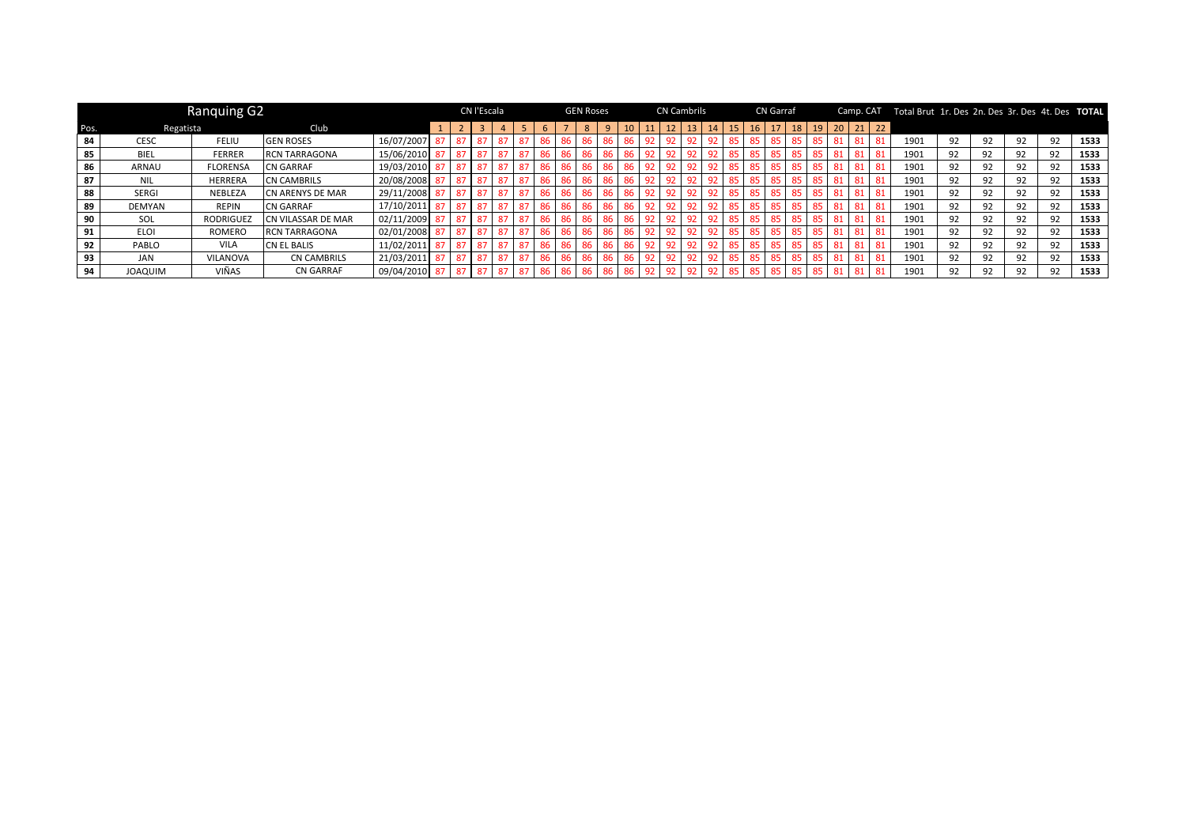| Ranquing G2 | | | | CN l'Escala | | | | | GEN Roses | | | | | CN Cambrils | | | | | CN Garraf | | | | | Camp. CAT | | | Total Brut | 1r. Des | 2n. Des | 3r. Des | 4t. Des | TOTAL |
|---|---|---|---|---|---|---|---|---|---|---|---|---|---|---|---|---|---|---|---|---|---|---|---|---|---|---|---|---|---|---|---|---|
| Pos. | Regatista | | Club | | 1 | 2 | 3 | 4 | 5 | 6 | 7 | 8 | 9 | 10 | 11 | 12 | 13 | 14 | 15 | 16 | 17 | 18 | 19 | 20 | 21 | 22 | | | | | | |
| 84 | CESC | FELIU | GEN ROSES | 16/07/2007 | 87 | 87 | 87 | 87 | 87 | 86 | 86 | 86 | 86 | 86 | 92 | 92 | 92 | 92 | 85 | 85 | 85 | 85 | 85 | 81 | 81 | 81 | 1901 | 92 | 92 | 92 | 92 | 1533 |
| 85 | BIEL | FERRER | RCN TARRAGONA | 15/06/2010 | 87 | 87 | 87 | 87 | 87 | 86 | 86 | 86 | 86 | 86 | 92 | 92 | 92 | 92 | 85 | 85 | 85 | 85 | 85 | 81 | 81 | 81 | 1901 | 92 | 92 | 92 | 92 | 1533 |
| 86 | ARNAU | FLORENSA | CN GARRAF | 19/03/2010 | 87 | 87 | 87 | 87 | 87 | 86 | 86 | 86 | 86 | 86 | 92 | 92 | 92 | 92 | 85 | 85 | 85 | 85 | 85 | 81 | 81 | 81 | 1901 | 92 | 92 | 92 | 92 | 1533 |
| 87 | NIL | HERRERA | CN CAMBRILS | 20/08/2008 | 87 | 87 | 87 | 87 | 87 | 86 | 86 | 86 | 86 | 86 | 92 | 92 | 92 | 92 | 85 | 85 | 85 | 85 | 85 | 81 | 81 | 81 | 1901 | 92 | 92 | 92 | 92 | 1533 |
| 88 | SERGI | NEBLEZA | CN ARENYS DE MAR | 29/11/2008 | 87 | 87 | 87 | 87 | 87 | 86 | 86 | 86 | 86 | 86 | 92 | 92 | 92 | 92 | 85 | 85 | 85 | 85 | 85 | 81 | 81 | 81 | 1901 | 92 | 92 | 92 | 92 | 1533 |
| 89 | DEMYAN | REPIN | CN GARRAF | 17/10/2011 | 87 | 87 | 87 | 87 | 87 | 86 | 86 | 86 | 86 | 86 | 92 | 92 | 92 | 92 | 85 | 85 | 85 | 85 | 85 | 81 | 81 | 81 | 1901 | 92 | 92 | 92 | 92 | 1533 |
| 90 | SOL | RODRIGUEZ | CN VILASSAR DE MAR | 02/11/2009 | 87 | 87 | 87 | 87 | 87 | 86 | 86 | 86 | 86 | 86 | 92 | 92 | 92 | 92 | 85 | 85 | 85 | 85 | 85 | 81 | 81 | 81 | 1901 | 92 | 92 | 92 | 92 | 1533 |
| 91 | ELOI | ROMERO | RCN TARRAGONA | 02/01/2008 | 87 | 87 | 87 | 87 | 87 | 86 | 86 | 86 | 86 | 86 | 92 | 92 | 92 | 92 | 85 | 85 | 85 | 85 | 85 | 81 | 81 | 81 | 1901 | 92 | 92 | 92 | 92 | 1533 |
| 92 | PABLO | VILA | CN EL BALIS | 11/02/2011 | 87 | 87 | 87 | 87 | 87 | 86 | 86 | 86 | 86 | 86 | 92 | 92 | 92 | 92 | 85 | 85 | 85 | 85 | 85 | 81 | 81 | 81 | 1901 | 92 | 92 | 92 | 92 | 1533 |
| 93 | JAN | VILANOVA | CN CAMBRILS | 21/03/2011 | 87 | 87 | 87 | 87 | 87 | 86 | 86 | 86 | 86 | 86 | 92 | 92 | 92 | 92 | 85 | 85 | 85 | 85 | 85 | 81 | 81 | 81 | 1901 | 92 | 92 | 92 | 92 | 1533 |
| 94 | JOAQUIM | VIÑAS | CN GARRAF | 09/04/2010 | 87 | 87 | 87 | 87 | 87 | 86 | 86 | 86 | 86 | 86 | 92 | 92 | 92 | 92 | 85 | 85 | 85 | 85 | 85 | 81 | 81 | 81 | 1901 | 92 | 92 | 92 | 92 | 1533 |